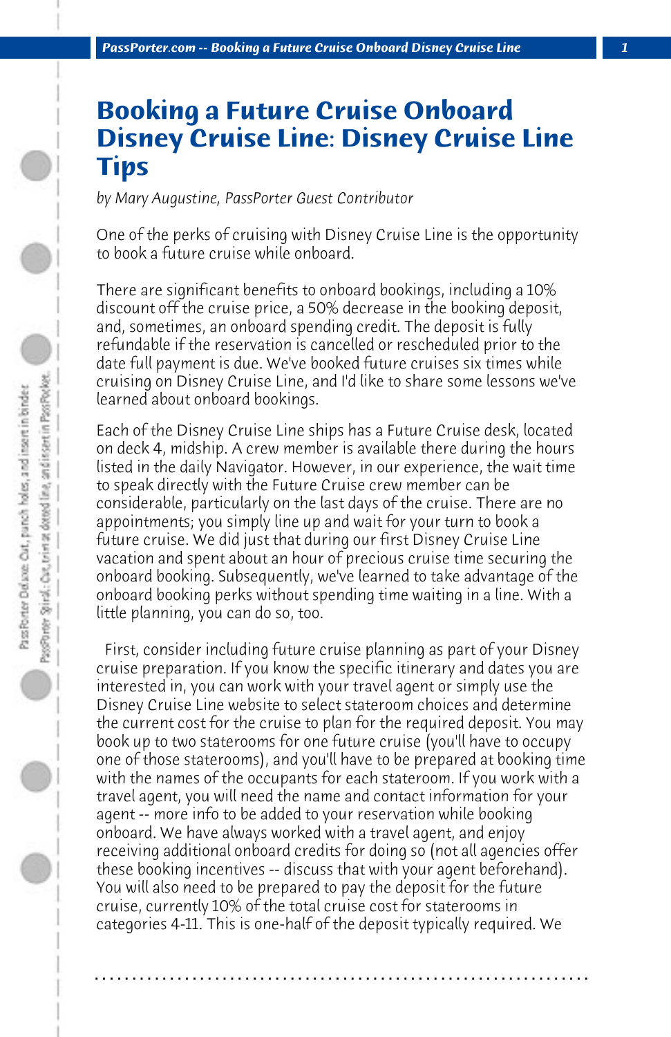# Booking a Future Cruise Onboard Disney Cruise Line: Disney Cruise Line Tips

*by Mary Augustine, PassPorter Guest Contributor*

One of the perks of cruising with Disney Cruise Line is the opportunity to book a future cruise while onboard.

There are significant benefits to onboard bookings, including a 10% discount off the cruise price, a 50% decrease in the booking deposit, and, sometimes, an onboard spending credit. The deposit is fully refundable if the reservation is cancelled or rescheduled prior to the date full payment is due. We've booked future cruises six times while cruising on Disney Cruise Line, and I'd like to share some lessons we've learned about onboard bookings.

Each of the Disney Cruise Line ships has a Future Cruise desk, located on deck 4, midship. A crew member is available there during the hours listed in the daily Navigator. However, in our experience, the wait time to speak directly with the Future Cruise crew member can be considerable, particularly on the last days of the cruise. There are no appointments; you simply line up and wait for your turn to book a future cruise. We did just that during our first Disney Cruise Line vacation and spent about an hour of precious cruise time securing the onboard booking. Subsequently, we've learned to take advantage of the onboard booking perks without spending time waiting in a line. With a little planning, you can do so, too.

First, consider including future cruise planning as part of your Disney cruise preparation. If you know the specific itinerary and dates you are interested in, you can work with your travel agent or simply use the Disney Cruise Line website to select stateroom choices and determine the current cost for the cruise to plan for the required deposit. You may book up to two staterooms for one future cruise (you'll have to occupy one of those staterooms), and you'll have to be prepared at booking time with the names of the occupants for each stateroom. If you work with a travel agent, you will need the name and contact information for your agent -- more info to be added to your reservation while booking onboard. We have always worked with a travel agent, and enjoy receiving additional onboard credits for doing so (not all agencies offer these booking incentives -- discuss that with your agent beforehand). You will also need to be prepared to pay the deposit for the future cruise, currently 10% of the total cruise cost for staterooms in categories 4-11. This is one-half of the deposit typically required. We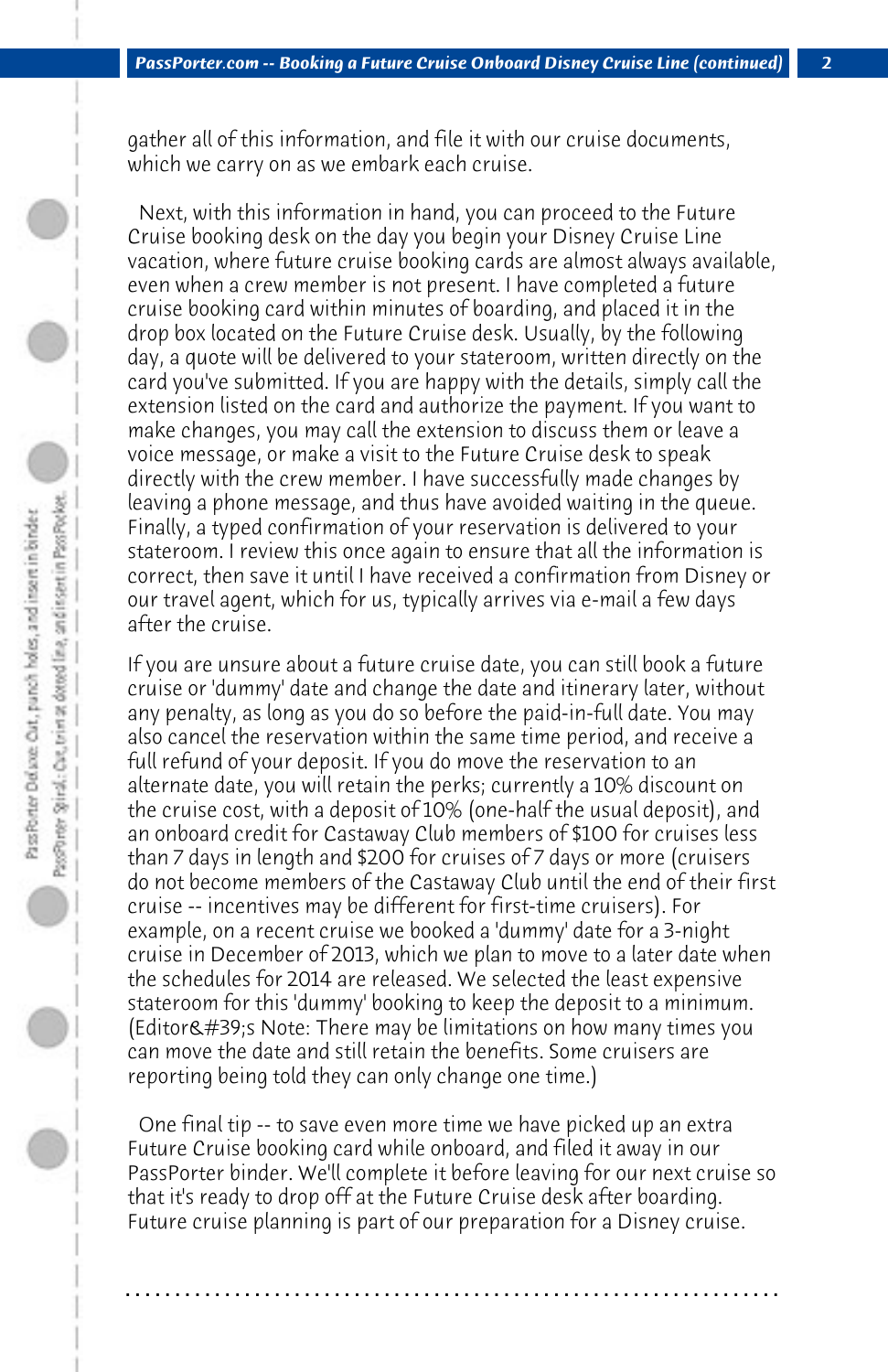gather all of this information, and file it with our cruise documents, which we carry on as we embark each cruise.

Next, with this information in hand, you can proceed to the Future Cruise booking desk on the day you begin your Disney Cruise Line vacation, where future cruise booking cards are almost always available, even when a crew member is not present. I have completed a future cruise booking card within minutes of boarding, and placed it in the drop box located on the Future Cruise desk. Usually, by the following day, a quote will be delivered to your stateroom, written directly on the card you've submitted. If you are happy with the details, simply call the extension listed on the card and authorize the payment. If you want to make changes, you may call the extension to discuss them or leave a voice message, or make a visit to the Future Cruise desk to speak directly with the crew member. I have successfully made changes by leaving a phone message, and thus have avoided waiting in the queue. Finally, a typed confirmation of your reservation is delivered to your stateroom. I review this once again to ensure that all the information is correct, then save it until I have received a confirmation from Disney or our travel agent, which for us, typically arrives via e-mail a few days after the cruise.

If you are unsure about a future cruise date, you can still book a future cruise or 'dummy' date and change the date and itinerary later, without any penalty, as long as you do so before the paid-in-full date. You may also cancel the reservation within the same time period, and receive a full refund of your deposit. If you do move the reservation to an alternate date, you will retain the perks; currently a 10% discount on the cruise cost, with a deposit of 10% (one-half the usual deposit), and an onboard credit for Castaway Club members of $100 for cruises less than 7 days in length and $200 for cruises of 7 days or more (cruisers do not become members of the Castaway Club until the end of their first cruise -- incentives may be different for first-time cruisers). For example, on a recent cruise we booked a 'dummy' date for a 3-night cruise in December of 2013, which we plan to move to a later date when the schedules for 2014 are released. We selected the least expensive stateroom for this 'dummy' booking to keep the deposit to a minimum. (Editor&#39;s Note: There may be limitations on how many times you can move the date and still retain the benefits. Some cruisers are reporting being told they can only change one time.)

One final tip -- to save even more time we have picked up an extra Future Cruise booking card while onboard, and filed it away in our PassPorter binder. We'll complete it before leaving for our next cruise so that it's ready to drop off at the Future Cruise desk after boarding. Future cruise planning is part of our preparation for a Disney cruise.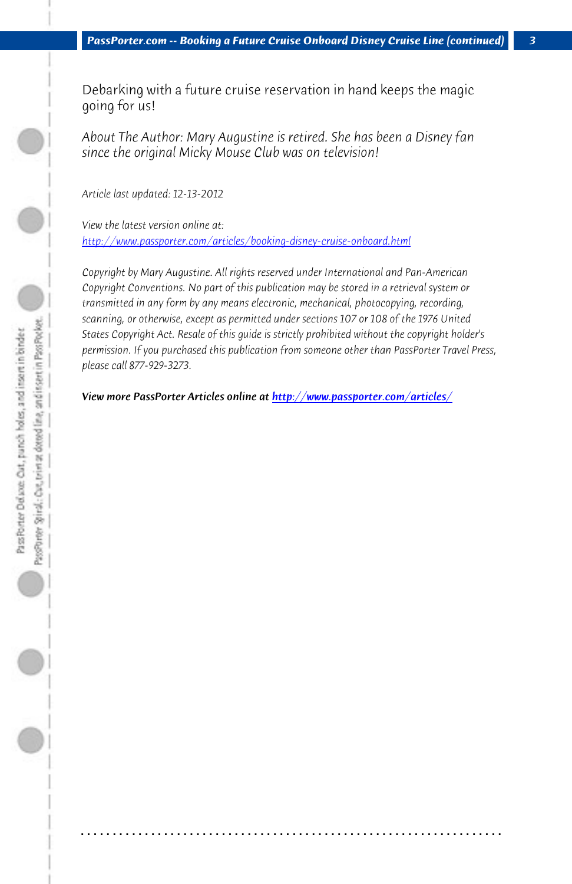Debarking with a future cruise reservation in hand keeps the magic going for us!

*About The Author: Mary Augustine is retired. She has been a Disney fan since the original Micky Mouse Club was on television!*

*Article last updated: 12-13-2012*

*View the latest version online at:*
*http://www.passporter.com/articles/booking-disney-cruise-onboard.html*

*Copyright by Mary Augustine. All rights reserved under International and Pan-American Copyright Conventions. No part of this publication may be stored in a retrieval system or transmitted in any form by any means electronic, mechanical, photocopying, recording, scanning, or otherwise, except as permitted under sections 107 or 108 of the 1976 United States Copyright Act. Resale of this guide is strictly prohibited without the copyright holder's permission. If you purchased this publication from someone other than PassPorter Travel Press, please call 877-929-3273.*

***View more PassPorter Articles online at http://www.passporter.com/articles/***